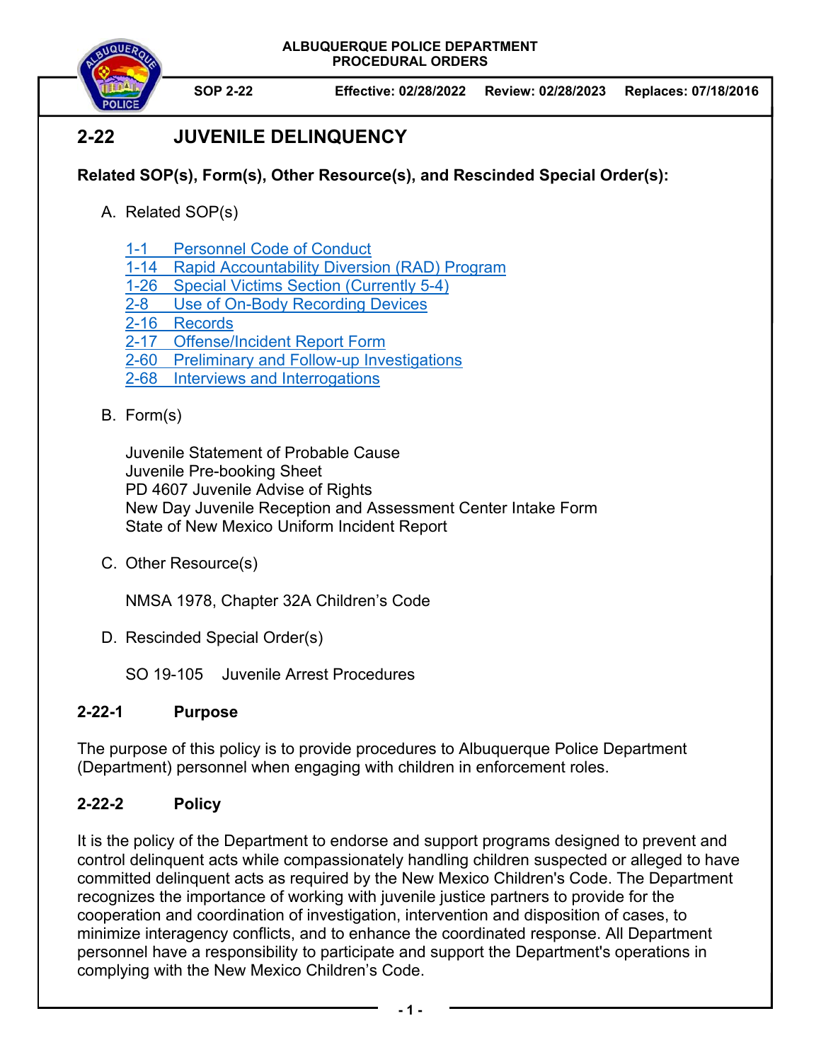ALBUQUERQUE POLICE DEPARTMENT
PROCEDURAL ORDERS

**SOP 2-22** | **Effective: 02/28/2022** | **Review: 02/28/2023** | **Replaces: 07/18/2016**

# 2-22 JUVENILE DELINQUENCY

**Related SOP(s), Form(s), Other Resource(s), and Rescinded Special Order(s):**

A. Related SOP(s)

1-1 Personnel Code of Conduct
1-14 Rapid Accountability Diversion (RAD) Program
1-26 Special Victims Section (Currently 5-4)
2-8 Use of On-Body Recording Devices
2-16 Records
2-17 Offense/Incident Report Form
2-60 Preliminary and Follow-up Investigations
2-68 Interviews and Interrogations

B. Form(s)

Juvenile Statement of Probable Cause
Juvenile Pre-booking Sheet
PD 4607 Juvenile Advise of Rights
New Day Juvenile Reception and Assessment Center Intake Form
State of New Mexico Uniform Incident Report

C. Other Resource(s)

NMSA 1978, Chapter 32A Children's Code

D. Rescinded Special Order(s)

SO 19-105 Juvenile Arrest Procedures

## 2-22-1 Purpose

The purpose of this policy is to provide procedures to Albuquerque Police Department (Department) personnel when engaging with children in enforcement roles.

## 2-22-2 Policy

It is the policy of the Department to endorse and support programs designed to prevent and control delinquent acts while compassionately handling children suspected or alleged to have committed delinquent acts as required by the New Mexico Children's Code. The Department recognizes the importance of working with juvenile justice partners to provide for the cooperation and coordination of investigation, intervention and disposition of cases, to minimize interagency conflicts, and to enhance the coordinated response. All Department personnel have a responsibility to participate and support the Department's operations in complying with the New Mexico Children's Code.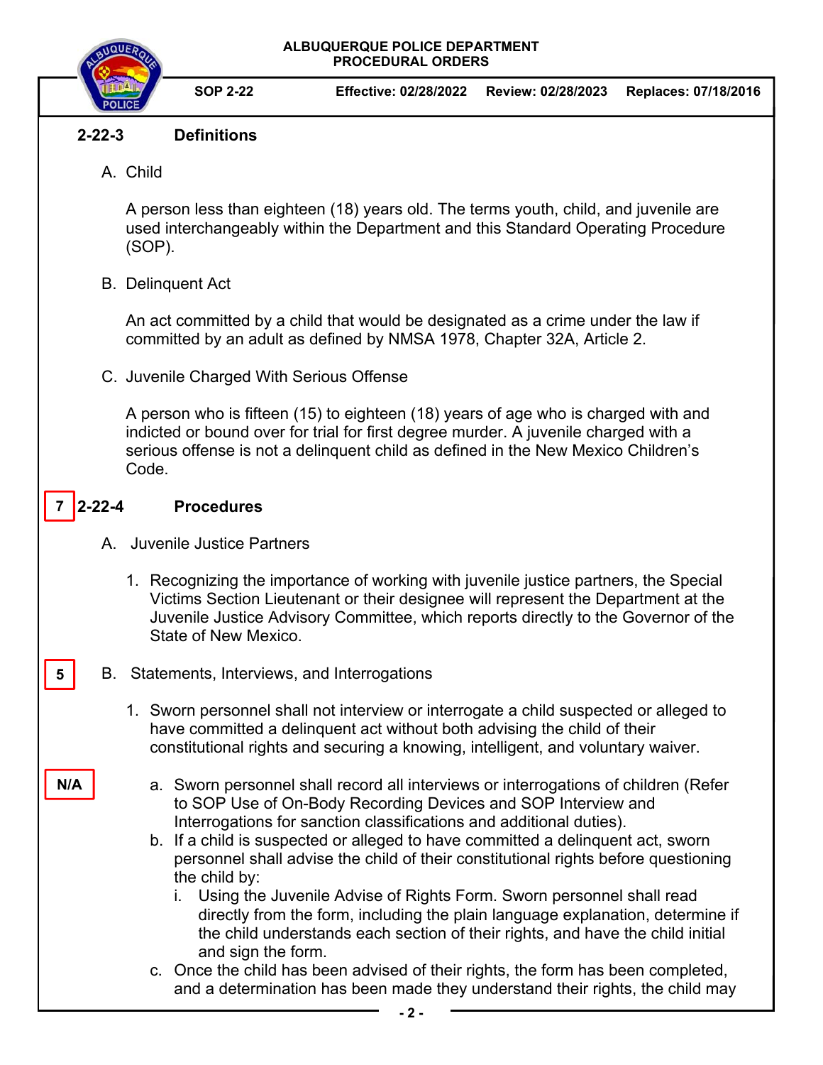## 2-22-3 Definitions

A. Child

A person less than eighteen (18) years old. The terms youth, child, and juvenile are used interchangeably within the Department and this Standard Operating Procedure (SOP).

B. Delinquent Act

An act committed by a child that would be designated as a crime under the law if committed by an adult as defined by NMSA 1978, Chapter 32A, Article 2.

C. Juvenile Charged With Serious Offense

A person who is fifteen (15) to eighteen (18) years of age who is charged with and indicted or bound over for trial for first degree murder. A juvenile charged with a serious offense is not a delinquent child as defined in the New Mexico Children's Code.

7

## 2-22-4 Procedures

A. Juvenile Justice Partners

1. Recognizing the importance of working with juvenile justice partners, the Special Victims Section Lieutenant or their designee will represent the Department at the Juvenile Justice Advisory Committee, which reports directly to the Governor of the State of New Mexico.

5

B. Statements, Interviews, and Interrogations

1. Sworn personnel shall not interview or interrogate a child suspected or alleged to have committed a delinquent act without both advising the child of their constitutional rights and securing a knowing, intelligent, and voluntary waiver.

N/A

   a. Sworn personnel shall record all interviews or interrogations of children (Refer to SOP Use of On-Body Recording Devices and SOP Interview and Interrogations for sanction classifications and additional duties).
   b. If a child is suspected or alleged to have committed a delinquent act, sworn personnel shall advise the child of their constitutional rights before questioning the child by:
      i. Using the Juvenile Advise of Rights Form. Sworn personnel shall read directly from the form, including the plain language explanation, determine if the child understands each section of their rights, and have the child initial and sign the form.
   c. Once the child has been advised of their rights, the form has been completed, and a determination has been made they understand their rights, the child may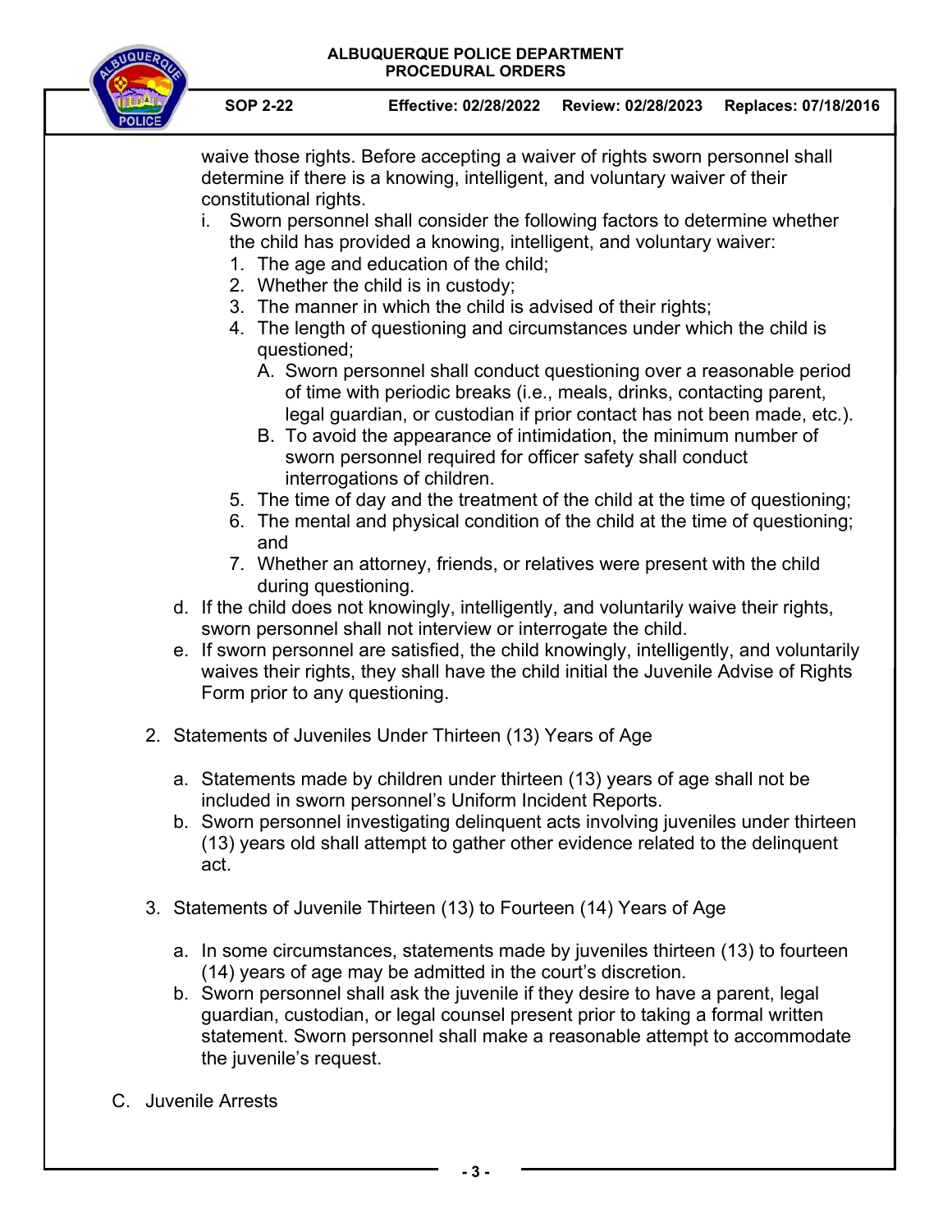waive those rights. Before accepting a waiver of rights sworn personnel shall determine if there is a knowing, intelligent, and voluntary waiver of their constitutional rights.

  i. Sworn personnel shall consider the following factors to determine whether the child has provided a knowing, intelligent, and voluntary waiver:
     1. The age and education of the child;
     2. Whether the child is in custody;
     3. The manner in which the child is advised of their rights;
     4. The length of questioning and circumstances under which the child is questioned;
        A. Sworn personnel shall conduct questioning over a reasonable period of time with periodic breaks (i.e., meals, drinks, contacting parent, legal guardian, or custodian if prior contact has not been made, etc.).
        B. To avoid the appearance of intimidation, the minimum number of sworn personnel required for officer safety shall conduct interrogations of children.
     5. The time of day and the treatment of the child at the time of questioning;
     6. The mental and physical condition of the child at the time of questioning; and
     7. Whether an attorney, friends, or relatives were present with the child during questioning.

d. If the child does not knowingly, intelligently, and voluntarily waive their rights, sworn personnel shall not interview or interrogate the child.

e. If sworn personnel are satisfied, the child knowingly, intelligently, and voluntarily waives their rights, they shall have the child initial the Juvenile Advise of Rights Form prior to any questioning.

2. Statements of Juveniles Under Thirteen (13) Years of Age

   a. Statements made by children under thirteen (13) years of age shall not be included in sworn personnel's Uniform Incident Reports.
   b. Sworn personnel investigating delinquent acts involving juveniles under thirteen (13) years old shall attempt to gather other evidence related to the delinquent act.

3. Statements of Juvenile Thirteen (13) to Fourteen (14) Years of Age

   a. In some circumstances, statements made by juveniles thirteen (13) to fourteen (14) years of age may be admitted in the court's discretion.
   b. Sworn personnel shall ask the juvenile if they desire to have a parent, legal guardian, custodian, or legal counsel present prior to taking a formal written statement. Sworn personnel shall make a reasonable attempt to accommodate the juvenile's request.

C. Juvenile Arrests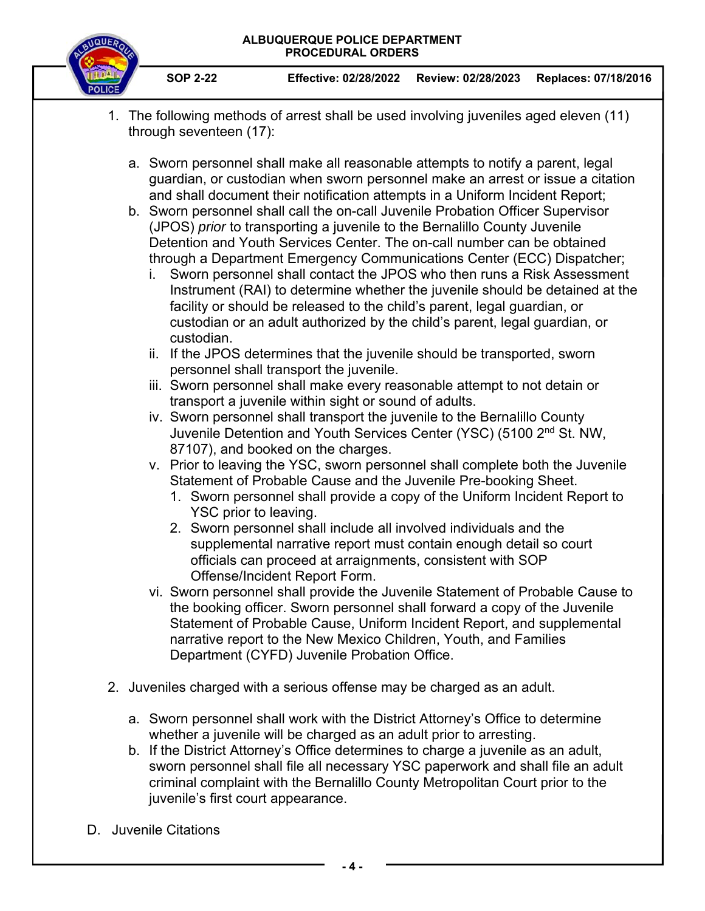1. The following methods of arrest shall be used involving juveniles aged eleven (11) through seventeen (17):

    a. Sworn personnel shall make all reasonable attempts to notify a parent, legal guardian, or custodian when sworn personnel make an arrest or issue a citation and shall document their notification attempts in a Uniform Incident Report;
    b. Sworn personnel shall call the on-call Juvenile Probation Officer Supervisor (JPOS) *prior* to transporting a juvenile to the Bernalillo County Juvenile Detention and Youth Services Center. The on-call number can be obtained through a Department Emergency Communications Center (ECC) Dispatcher;
        i. Sworn personnel shall contact the JPOS who then runs a Risk Assessment Instrument (RAI) to determine whether the juvenile should be detained at the facility or should be released to the child's parent, legal guardian, or custodian or an adult authorized by the child's parent, legal guardian, or custodian.
        ii. If the JPOS determines that the juvenile should be transported, sworn personnel shall transport the juvenile.
        iii. Sworn personnel shall make every reasonable attempt to not detain or transport a juvenile within sight or sound of adults.
        iv. Sworn personnel shall transport the juvenile to the Bernalillo County Juvenile Detention and Youth Services Center (YSC) (5100 2nd St. NW, 87107), and booked on the charges.
        v. Prior to leaving the YSC, sworn personnel shall complete both the Juvenile Statement of Probable Cause and the Juvenile Pre-booking Sheet.
            1. Sworn personnel shall provide a copy of the Uniform Incident Report to YSC prior to leaving.
            2. Sworn personnel shall include all involved individuals and the supplemental narrative report must contain enough detail so court officials can proceed at arraignments, consistent with SOP Offense/Incident Report Form.
        vi. Sworn personnel shall provide the Juvenile Statement of Probable Cause to the booking officer. Sworn personnel shall forward a copy of the Juvenile Statement of Probable Cause, Uniform Incident Report, and supplemental narrative report to the New Mexico Children, Youth, and Families Department (CYFD) Juvenile Probation Office.

2. Juveniles charged with a serious offense may be charged as an adult.

    a. Sworn personnel shall work with the District Attorney's Office to determine whether a juvenile will be charged as an adult prior to arresting.
    b. If the District Attorney's Office determines to charge a juvenile as an adult, sworn personnel shall file all necessary YSC paperwork and shall file an adult criminal complaint with the Bernalillo County Metropolitan Court prior to the juvenile's first court appearance.

D. Juvenile Citations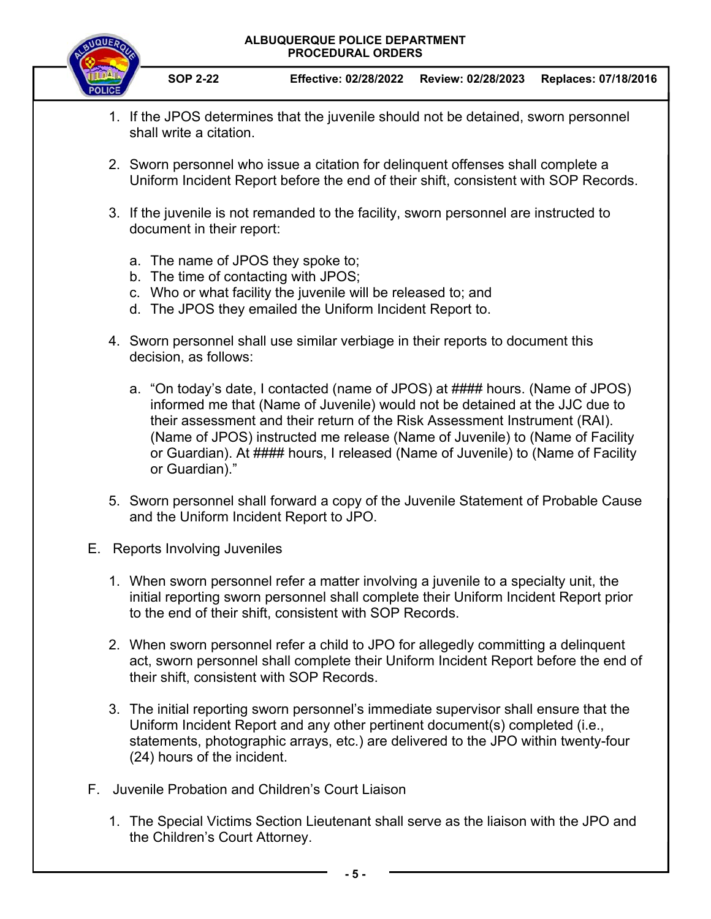1. If the JPOS determines that the juvenile should not be detained, sworn personnel shall write a citation.

2. Sworn personnel who issue a citation for delinquent offenses shall complete a Uniform Incident Report before the end of their shift, consistent with SOP Records.

3. If the juvenile is not remanded to the facility, sworn personnel are instructed to document in their report:

   a. The name of JPOS they spoke to;
   b. The time of contacting with JPOS;
   c. Who or what facility the juvenile will be released to; and
   d. The JPOS they emailed the Uniform Incident Report to.

4. Sworn personnel shall use similar verbiage in their reports to document this decision, as follows:

   a. "On today's date, I contacted (name of JPOS) at #### hours. (Name of JPOS) informed me that (Name of Juvenile) would not be detained at the JJC due to their assessment and their return of the Risk Assessment Instrument (RAI). (Name of JPOS) instructed me release (Name of Juvenile) to (Name of Facility or Guardian). At #### hours, I released (Name of Juvenile) to (Name of Facility or Guardian)."

5. Sworn personnel shall forward a copy of the Juvenile Statement of Probable Cause and the Uniform Incident Report to JPO.

E. Reports Involving Juveniles

1. When sworn personnel refer a matter involving a juvenile to a specialty unit, the initial reporting sworn personnel shall complete their Uniform Incident Report prior to the end of their shift, consistent with SOP Records.

2. When sworn personnel refer a child to JPO for allegedly committing a delinquent act, sworn personnel shall complete their Uniform Incident Report before the end of their shift, consistent with SOP Records.

3. The initial reporting sworn personnel's immediate supervisor shall ensure that the Uniform Incident Report and any other pertinent document(s) completed (i.e., statements, photographic arrays, etc.) are delivered to the JPO within twenty-four (24) hours of the incident.

F. Juvenile Probation and Children's Court Liaison

1. The Special Victims Section Lieutenant shall serve as the liaison with the JPO and the Children's Court Attorney.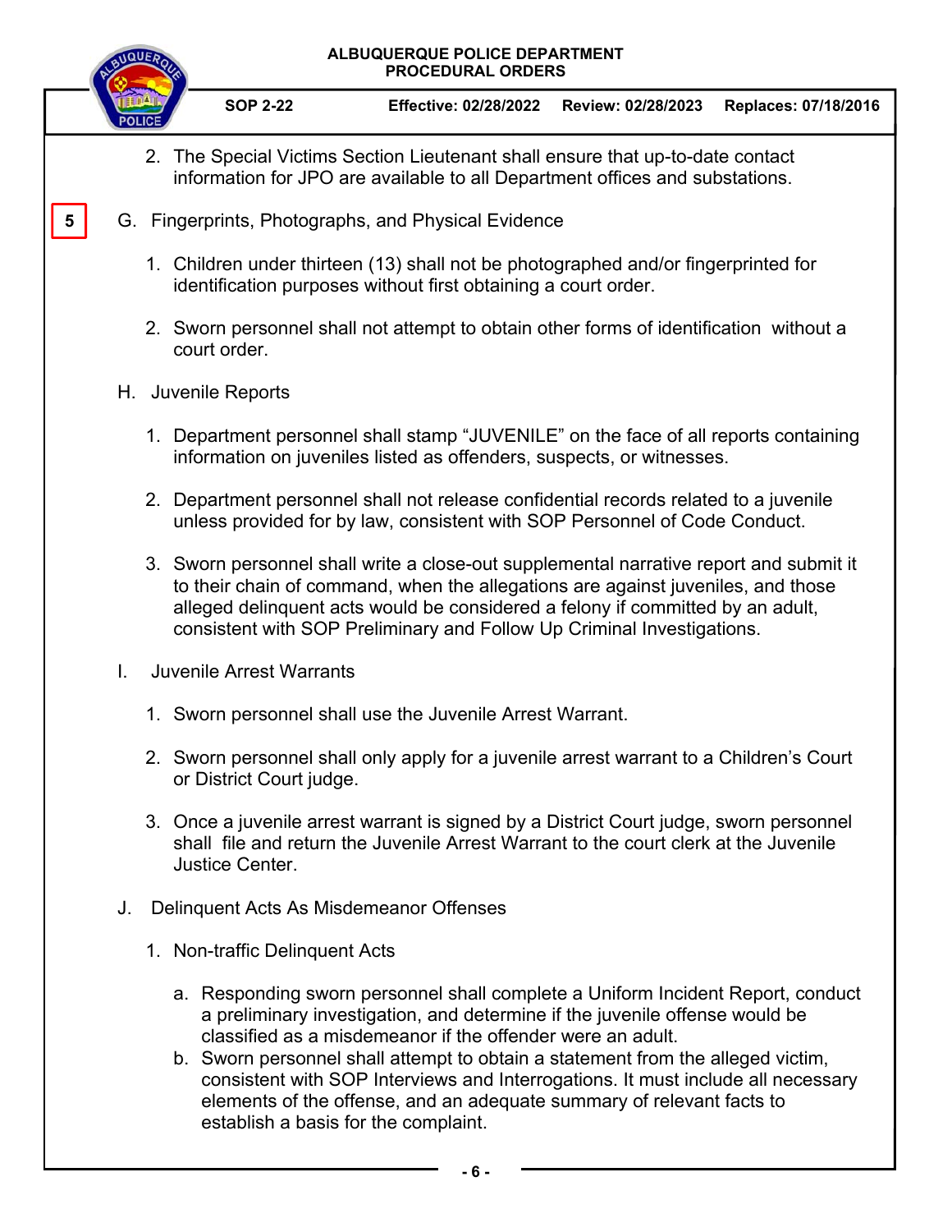2. The Special Victims Section Lieutenant shall ensure that up-to-date contact information for JPO are available to all Department offices and substations.

5

G. Fingerprints, Photographs, and Physical Evidence

1. Children under thirteen (13) shall not be photographed and/or fingerprinted for identification purposes without first obtaining a court order.

2. Sworn personnel shall not attempt to obtain other forms of identification without a court order.

H. Juvenile Reports

1. Department personnel shall stamp "JUVENILE" on the face of all reports containing information on juveniles listed as offenders, suspects, or witnesses.

2. Department personnel shall not release confidential records related to a juvenile unless provided for by law, consistent with SOP Personnel of Code Conduct.

3. Sworn personnel shall write a close-out supplemental narrative report and submit it to their chain of command, when the allegations are against juveniles, and those alleged delinquent acts would be considered a felony if committed by an adult, consistent with SOP Preliminary and Follow Up Criminal Investigations.

I. Juvenile Arrest Warrants

1. Sworn personnel shall use the Juvenile Arrest Warrant.

2. Sworn personnel shall only apply for a juvenile arrest warrant to a Children's Court or District Court judge.

3. Once a juvenile arrest warrant is signed by a District Court judge, sworn personnel shall file and return the Juvenile Arrest Warrant to the court clerk at the Juvenile Justice Center.

J. Delinquent Acts As Misdemeanor Offenses

1. Non-traffic Delinquent Acts

   a. Responding sworn personnel shall complete a Uniform Incident Report, conduct a preliminary investigation, and determine if the juvenile offense would be classified as a misdemeanor if the offender were an adult.

   b. Sworn personnel shall attempt to obtain a statement from the alleged victim, consistent with SOP Interviews and Interrogations. It must include all necessary elements of the offense, and an adequate summary of relevant facts to establish a basis for the complaint.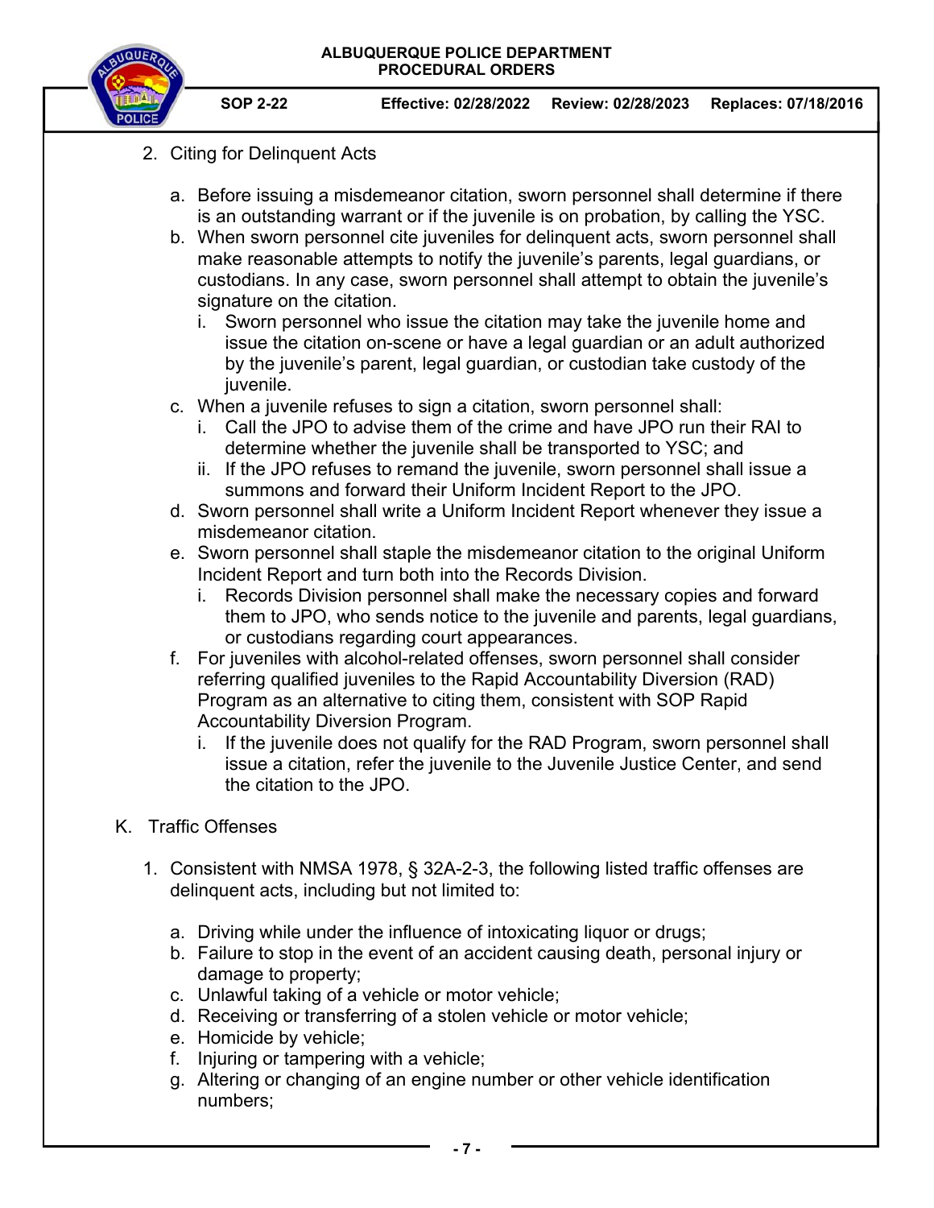2. Citing for Delinquent Acts

   a. Before issuing a misdemeanor citation, sworn personnel shall determine if there is an outstanding warrant or if the juvenile is on probation, by calling the YSC.
   b. When sworn personnel cite juveniles for delinquent acts, sworn personnel shall make reasonable attempts to notify the juvenile's parents, legal guardians, or custodians. In any case, sworn personnel shall attempt to obtain the juvenile's signature on the citation.
      i. Sworn personnel who issue the citation may take the juvenile home and issue the citation on-scene or have a legal guardian or an adult authorized by the juvenile's parent, legal guardian, or custodian take custody of the juvenile.
   c. When a juvenile refuses to sign a citation, sworn personnel shall:
      i. Call the JPO to advise them of the crime and have JPO run their RAI to determine whether the juvenile shall be transported to YSC; and
      ii. If the JPO refuses to remand the juvenile, sworn personnel shall issue a summons and forward their Uniform Incident Report to the JPO.
   d. Sworn personnel shall write a Uniform Incident Report whenever they issue a misdemeanor citation.
   e. Sworn personnel shall staple the misdemeanor citation to the original Uniform Incident Report and turn both into the Records Division.
      i. Records Division personnel shall make the necessary copies and forward them to JPO, who sends notice to the juvenile and parents, legal guardians, or custodians regarding court appearances.
   f. For juveniles with alcohol-related offenses, sworn personnel shall consider referring qualified juveniles to the Rapid Accountability Diversion (RAD) Program as an alternative to citing them, consistent with SOP Rapid Accountability Diversion Program.
      i. If the juvenile does not qualify for the RAD Program, sworn personnel shall issue a citation, refer the juvenile to the Juvenile Justice Center, and send the citation to the JPO.

K. Traffic Offenses

1. Consistent with NMSA 1978, § 32A-2-3, the following listed traffic offenses are delinquent acts, including but not limited to:

   a. Driving while under the influence of intoxicating liquor or drugs;
   b. Failure to stop in the event of an accident causing death, personal injury or damage to property;
   c. Unlawful taking of a vehicle or motor vehicle;
   d. Receiving or transferring of a stolen vehicle or motor vehicle;
   e. Homicide by vehicle;
   f. Injuring or tampering with a vehicle;
   g. Altering or changing of an engine number or other vehicle identification numbers;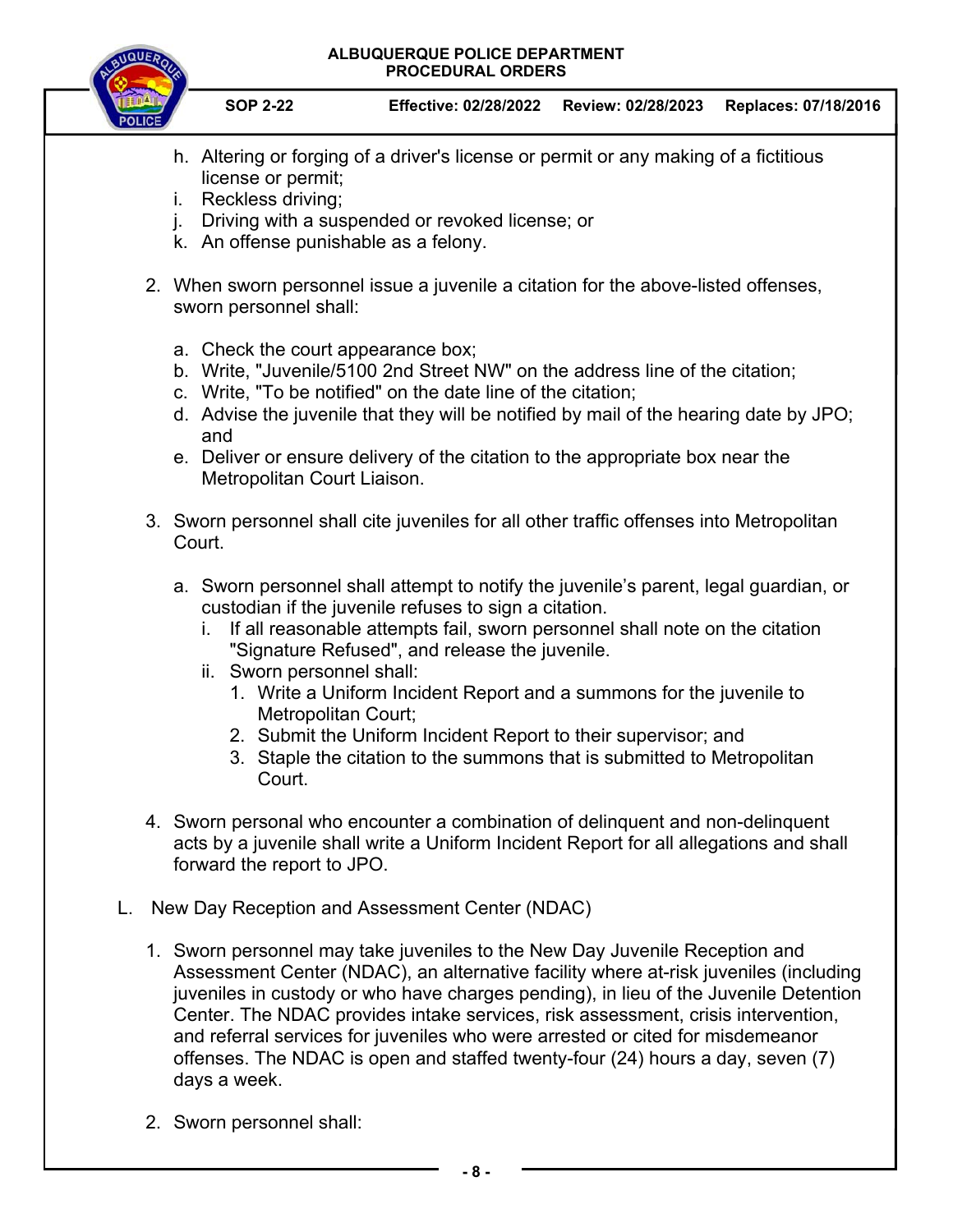h. Altering or forging of a driver's license or permit or any making of a fictitious license or permit;
i. Reckless driving;
j. Driving with a suspended or revoked license; or
k. An offense punishable as a felony.

2. When sworn personnel issue a juvenile a citation for the above-listed offenses, sworn personnel shall:

   a. Check the court appearance box;
   b. Write, "Juvenile/5100 2nd Street NW" on the address line of the citation;
   c. Write, "To be notified" on the date line of the citation;
   d. Advise the juvenile that they will be notified by mail of the hearing date by JPO; and
   e. Deliver or ensure delivery of the citation to the appropriate box near the Metropolitan Court Liaison.

3. Sworn personnel shall cite juveniles for all other traffic offenses into Metropolitan Court.

   a. Sworn personnel shall attempt to notify the juvenile's parent, legal guardian, or custodian if the juvenile refuses to sign a citation.
      i. If all reasonable attempts fail, sworn personnel shall note on the citation "Signature Refused", and release the juvenile.
      ii. Sworn personnel shall:
         1. Write a Uniform Incident Report and a summons for the juvenile to Metropolitan Court;
         2. Submit the Uniform Incident Report to their supervisor; and
         3. Staple the citation to the summons that is submitted to Metropolitan Court.

4. Sworn personal who encounter a combination of delinquent and non-delinquent acts by a juvenile shall write a Uniform Incident Report for all allegations and shall forward the report to JPO.

L. New Day Reception and Assessment Center (NDAC)

1. Sworn personnel may take juveniles to the New Day Juvenile Reception and Assessment Center (NDAC), an alternative facility where at-risk juveniles (including juveniles in custody or who have charges pending), in lieu of the Juvenile Detention Center. The NDAC provides intake services, risk assessment, crisis intervention, and referral services for juveniles who were arrested or cited for misdemeanor offenses. The NDAC is open and staffed twenty-four (24) hours a day, seven (7) days a week.

2. Sworn personnel shall: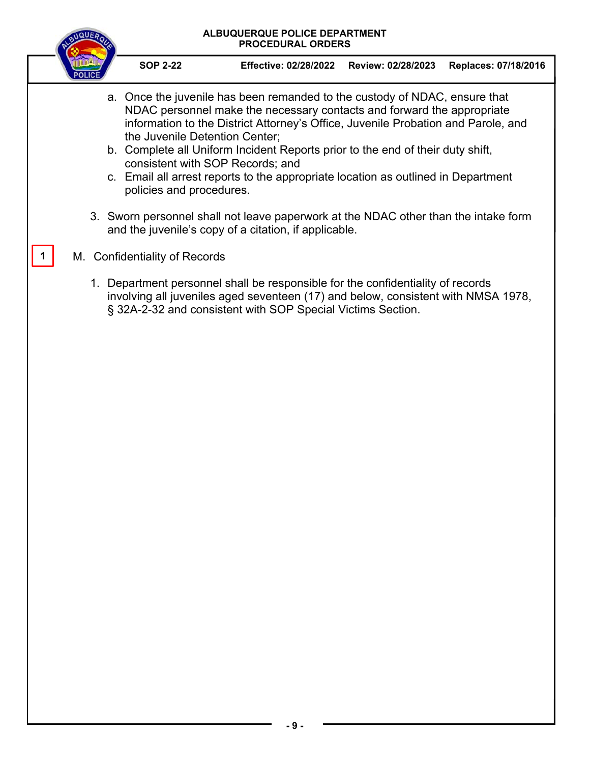a. Once the juvenile has been remanded to the custody of NDAC, ensure that NDAC personnel make the necessary contacts and forward the appropriate information to the District Attorney's Office, Juvenile Probation and Parole, and the Juvenile Detention Center;

b. Complete all Uniform Incident Reports prior to the end of their duty shift, consistent with SOP Records; and

c. Email all arrest reports to the appropriate location as outlined in Department policies and procedures.

3. Sworn personnel shall not leave paperwork at the NDAC other than the intake form and the juvenile's copy of a citation, if applicable.

1

M. Confidentiality of Records

1. Department personnel shall be responsible for the confidentiality of records involving all juveniles aged seventeen (17) and below, consistent with NMSA 1978, § 32A-2-32 and consistent with SOP Special Victims Section.